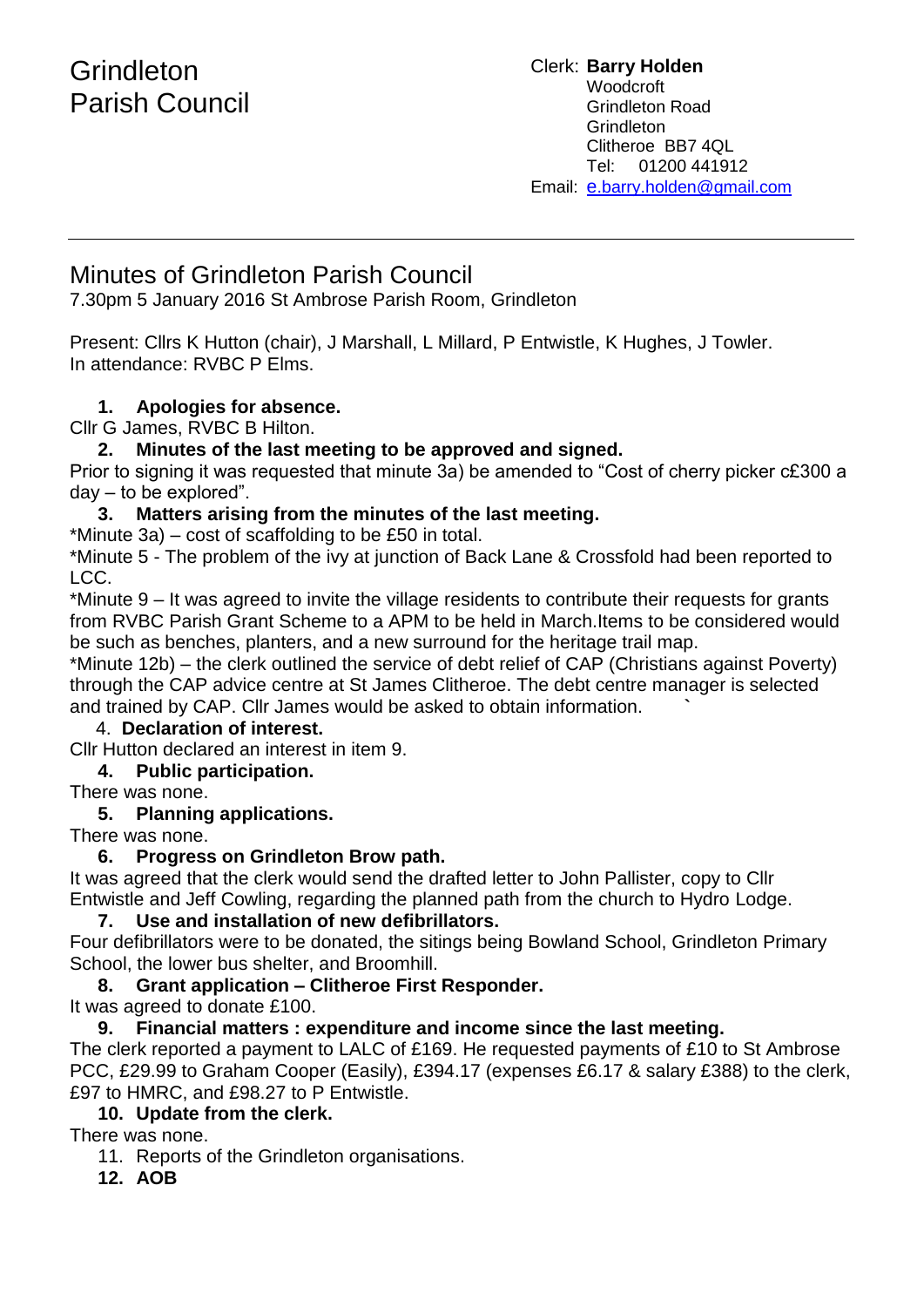# Grindleton Parish Council

Clerk: **Barry Holden**
Woodcroft
Grindleton Road
Grindleton
Clitheroe BB7 4QL
Tel: 01200 441912
Email: e.barry.holden@gmail.com

---

## Minutes of Grindleton Parish Council

7.30pm 5 January 2016 St Ambrose Parish Room, Grindleton

Present: Cllrs K Hutton (chair), J Marshall, L Millard, P Entwistle, K Hughes, J Towler.
In attendance: RVBC P Elms.

1. **Apologies for absence.**

Cllr G James, RVBC B Hilton.

2. **Minutes of the last meeting to be approved and signed.**

Prior to signing it was requested that minute 3a) be amended to "Cost of cherry picker c£300 a day – to be explored".

3. **Matters arising from the minutes of the last meeting.**

*Minute 3a) – cost of scaffolding to be £50 in total.
*Minute 5 - The problem of the ivy at junction of Back Lane & Crossfold had been reported to LCC.
*Minute 9 – It was agreed to invite the village residents to contribute their requests for grants from RVBC Parish Grant Scheme to a APM to be held in March.Items to be considered would be such as benches, planters, and a new surround for the heritage trail map.
*Minute 12b) – the clerk outlined the service of debt relief of CAP (Christians against Poverty) through the CAP advice centre at St James Clitheroe. The debt centre manager is selected and trained by CAP. Cllr James would be asked to obtain information. `

4. **Declaration of interest.**

Cllr Hutton declared an interest in item 9.

4. **Public participation.**

There was none.

5. **Planning applications.**

There was none.

6. **Progress on Grindleton Brow path.**

It was agreed that the clerk would send the drafted letter to John Pallister, copy to Cllr Entwistle and Jeff Cowling, regarding the planned path from the church to Hydro Lodge.

7. **Use and installation of new defibrillators.**

Four defibrillators were to be donated, the sitings being Bowland School, Grindleton Primary School, the lower bus shelter, and Broomhill.

8. **Grant application – Clitheroe First Responder.**

It was agreed to donate £100.

9. **Financial matters : expenditure and income since the last meeting.**

The clerk reported a payment to LALC of £169. He requested payments of £10 to St Ambrose PCC, £29.99 to Graham Cooper (Easily), £394.17 (expenses £6.17 & salary £388) to the clerk, £97 to HMRC, and £98.27 to P Entwistle.

10. **Update from the clerk.**

There was none.

11. Reports of the Grindleton organisations.
12. **AOB**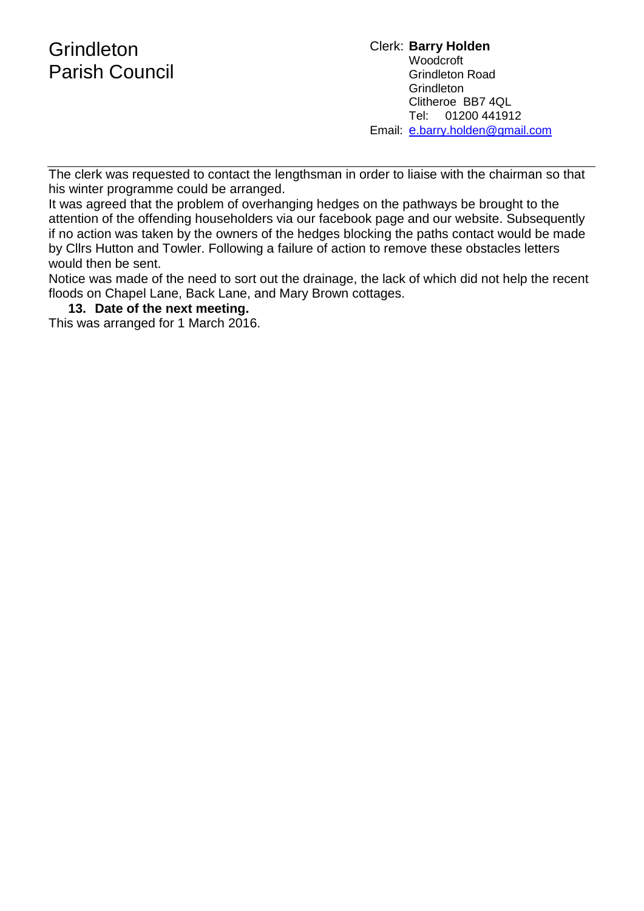# Grindleton Parish Council

Clerk: **Barry Holden**
Woodcroft
Grindleton Road
Grindleton
Clitheroe BB7 4QL
Tel: 01200 441912
Email: e.barry.holden@gmail.com

---

The clerk was requested to contact the lengthsman in order to liaise with the chairman so that his winter programme could be arranged.

It was agreed that the problem of overhanging hedges on the pathways be brought to the attention of the offending householders via our facebook page and our website. Subsequently if no action was taken by the owners of the hedges blocking the paths contact would be made by Cllrs Hutton and Towler. Following a failure of action to remove these obstacles letters would then be sent.

Notice was made of the need to sort out the drainage, the lack of which did not help the recent floods on Chapel Lane, Back Lane, and Mary Brown cottages.

**13. Date of the next meeting.**

This was arranged for 1 March 2016.